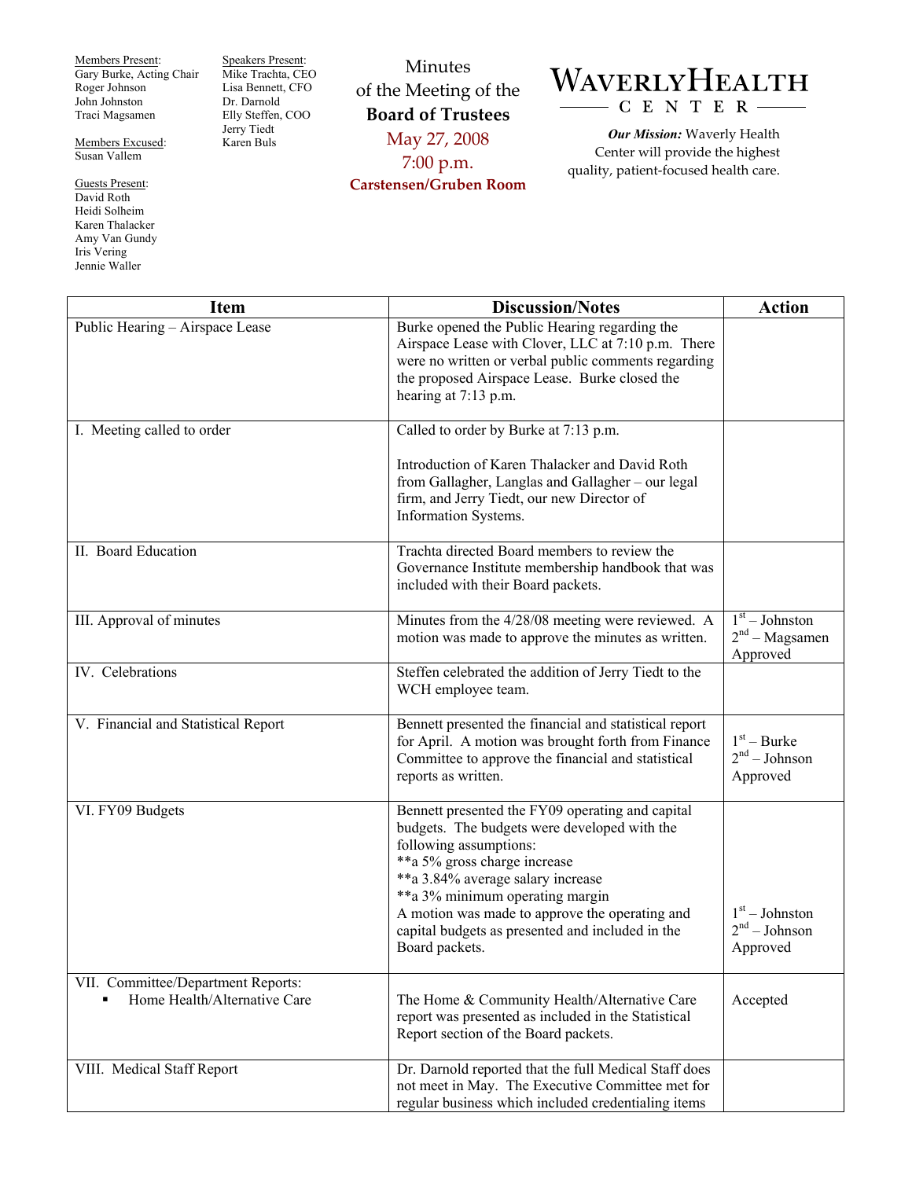Members Present:
Gary Burke, Acting Chair
Roger Johnson
John Johnston
Traci Magsamen

Members Excused:
Susan Vallem

Guests Present:
David Roth
Heidi Solheim
Karen Thalacker
Amy Van Gundy
Iris Vering
Jennie Waller

Speakers Present:
Mike Trachta, CEO
Lisa Bennett, CFO
Dr. Darnold
Elly Steffen, COO
Jerry Tiedt
Karen Buls

Minutes
of the Meeting of the
**Board of Trustees**
May 27, 2008
7:00 p.m.
**Carstensen/Gruben Room**

**WAVERLY HEALTH CENTER**

***Our Mission:*** Waverly Health Center will provide the highest quality, patient-focused health care.

| Item | Discussion/Notes | Action |
|---|---|---|
| Public Hearing – Airspace Lease | Burke opened the Public Hearing regarding the Airspace Lease with Clover, LLC at 7:10 p.m. There were no written or verbal public comments regarding the proposed Airspace Lease. Burke closed the hearing at 7:13 p.m. | |
| I. Meeting called to order | Called to order by Burke at 7:13 p.m.<br><br>Introduction of Karen Thalacker and David Roth from Gallagher, Langlas and Gallagher – our legal firm, and Jerry Tiedt, our new Director of Information Systems. | |
| II. Board Education | Trachta directed Board members to review the Governance Institute membership handbook that was included with their Board packets. | |
| III. Approval of minutes | Minutes from the 4/28/08 meeting were reviewed. A motion was made to approve the minutes as written. | 1st – Johnston<br>2nd – Magsamen<br>Approved |
| IV. Celebrations | Steffen celebrated the addition of Jerry Tiedt to the WCH employee team. | |
| V. Financial and Statistical Report | Bennett presented the financial and statistical report for April. A motion was brought forth from Finance Committee to approve the financial and statistical reports as written. | 1st – Burke<br>2nd – Johnson<br>Approved |
| VI. FY09 Budgets | Bennett presented the FY09 operating and capital budgets. The budgets were developed with the following assumptions:<br>**a 5% gross charge increase<br>**a 3.84% average salary increase<br>**a 3% minimum operating margin<br>A motion was made to approve the operating and capital budgets as presented and included in the Board packets. | 1st – Johnston<br>2nd – Johnson<br>Approved |
| VII. Committee/Department Reports:<br>▪ Home Health/Alternative Care | The Home & Community Health/Alternative Care report was presented as included in the Statistical Report section of the Board packets. | Accepted |
| VIII. Medical Staff Report | Dr. Darnold reported that the full Medical Staff does not meet in May. The Executive Committee met for regular business which included credentialing items | |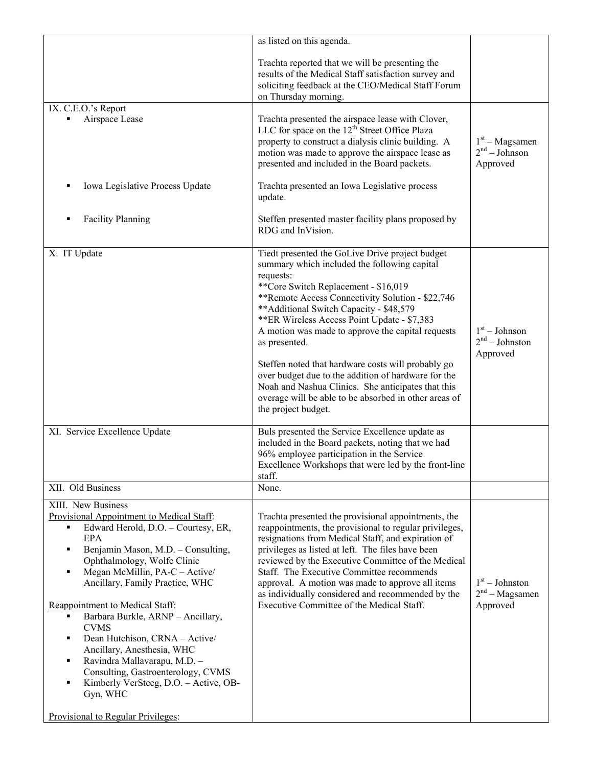| | | |
|---|---|---|
| | as listed on this agenda.<br><br>Trachta reported that we will be presenting the results of the Medical Staff satisfaction survey and soliciting feedback at the CEO/Medical Staff Forum on Thursday morning. | |
| IX. C.E.O.'s Report<br>▪ Airspace Lease | Trachta presented the airspace lease with Clover, LLC for space on the 12th Street Office Plaza property to construct a dialysis clinic building. A motion was made to approve the airspace lease as presented and included in the Board packets. | 1st – Magsamen<br>2nd – Johnson<br>Approved |
| ▪ Iowa Legislative Process Update | Trachta presented an Iowa Legislative process update. | |
| ▪ Facility Planning | Steffen presented master facility plans proposed by RDG and InVision. | |
| X. IT Update | Tiedt presented the GoLive Drive project budget summary which included the following capital requests:<br>**Core Switch Replacement - $16,019<br>**Remote Access Connectivity Solution - $22,746<br>**Additional Switch Capacity - $48,579<br>**ER Wireless Access Point Update - $7,383<br>A motion was made to approve the capital requests as presented.<br><br>Steffen noted that hardware costs will probably go over budget due to the addition of hardware for the Noah and Nashua Clinics. She anticipates that this overage will be able to be absorbed in other areas of the project budget. | 1st – Johnson<br>2nd – Johnston<br>Approved |
| XI. Service Excellence Update | Buls presented the Service Excellence update as included in the Board packets, noting that we had 96% employee participation in the Service Excellence Workshops that were led by the front-line staff. | |
| XII. Old Business | None. | |
| XIII. New Business<br>Provisional Appointment to Medical Staff:<br>▪ Edward Herold, D.O. – Courtesy, ER, EPA<br>▪ Benjamin Mason, M.D. – Consulting, Ophthalmology, Wolfe Clinic<br>▪ Megan McMillin, PA-C – Active/ Ancillary, Family Practice, WHC<br><br>Reappointment to Medical Staff:<br>▪ Barbara Burkle, ARNP – Ancillary, CVMS<br>▪ Dean Hutchison, CRNA – Active/ Ancillary, Anesthesia, WHC<br>▪ Ravindra Mallavarapu, M.D. – Consulting, Gastroenterology, CVMS<br>▪ Kimberly VerSteeg, D.O. – Active, OB-Gyn, WHC<br><br>Provisional to Regular Privileges: | Trachta presented the provisional appointments, the reappointments, the provisional to regular privileges, resignations from Medical Staff, and expiration of privileges as listed at left. The files have been reviewed by the Executive Committee of the Medical Staff. The Executive Committee recommends approval. A motion was made to approve all items as individually considered and recommended by the Executive Committee of the Medical Staff. | 1st – Johnston<br>2nd – Magsamen<br>Approved |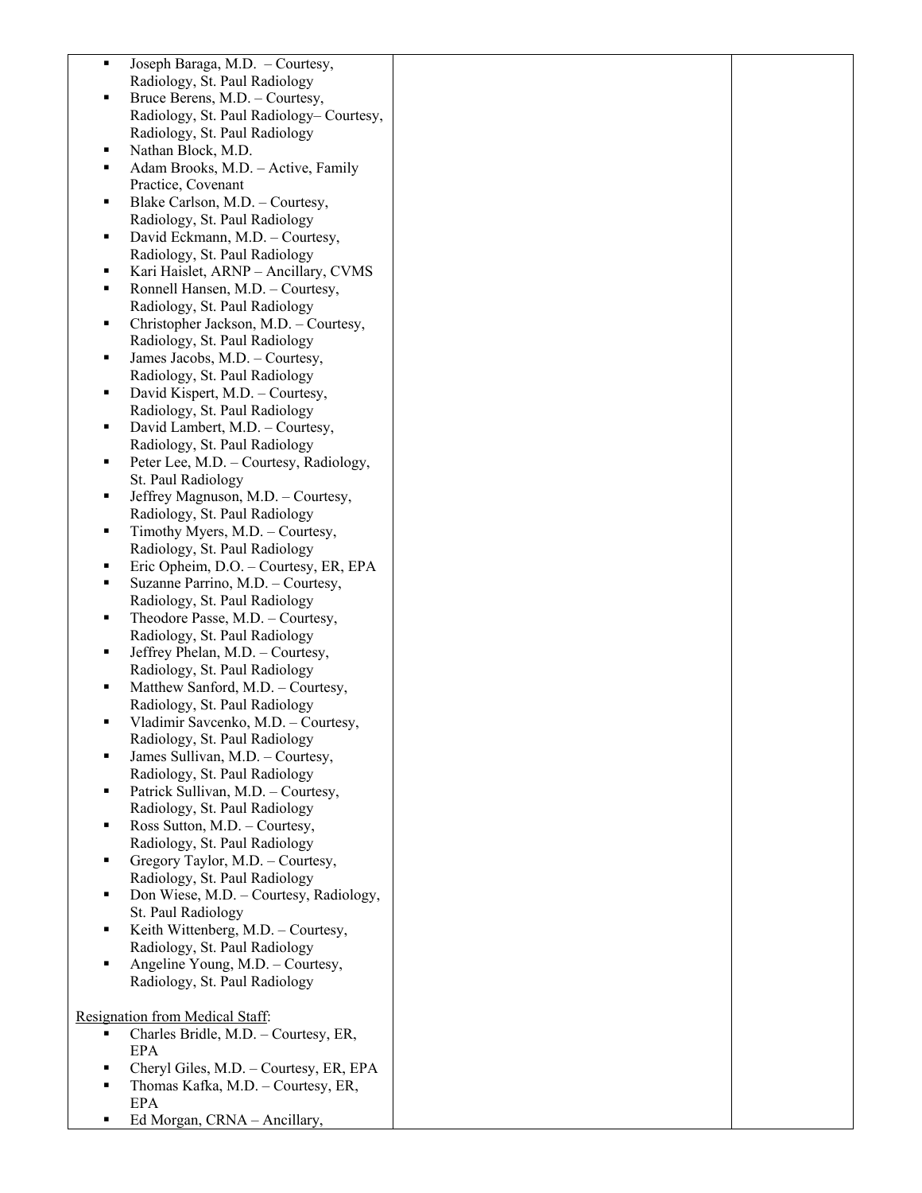| | | |
|---|---|---|
| ▪ Joseph Baraga, M.D. – Courtesy, Radiology, St. Paul Radiology<br>▪ Bruce Berens, M.D. – Courtesy, Radiology, St. Paul Radiology– Courtesy, Radiology, St. Paul Radiology<br>▪ Nathan Block, M.D.<br>▪ Adam Brooks, M.D. – Active, Family Practice, Covenant<br>▪ Blake Carlson, M.D. – Courtesy, Radiology, St. Paul Radiology<br>▪ David Eckmann, M.D. – Courtesy, Radiology, St. Paul Radiology<br>▪ Kari Haislet, ARNP – Ancillary, CVMS<br>▪ Ronnell Hansen, M.D. – Courtesy, Radiology, St. Paul Radiology<br>▪ Christopher Jackson, M.D. – Courtesy, Radiology, St. Paul Radiology<br>▪ James Jacobs, M.D. – Courtesy, Radiology, St. Paul Radiology<br>▪ David Kispert, M.D. – Courtesy, Radiology, St. Paul Radiology<br>▪ David Lambert, M.D. – Courtesy, Radiology, St. Paul Radiology<br>▪ Peter Lee, M.D. – Courtesy, Radiology, St. Paul Radiology<br>▪ Jeffrey Magnuson, M.D. – Courtesy, Radiology, St. Paul Radiology<br>▪ Timothy Myers, M.D. – Courtesy, Radiology, St. Paul Radiology<br>▪ Eric Opheim, D.O. – Courtesy, ER, EPA<br>▪ Suzanne Parrino, M.D. – Courtesy, Radiology, St. Paul Radiology<br>▪ Theodore Passe, M.D. – Courtesy, Radiology, St. Paul Radiology<br>▪ Jeffrey Phelan, M.D. – Courtesy, Radiology, St. Paul Radiology<br>▪ Matthew Sanford, M.D. – Courtesy, Radiology, St. Paul Radiology<br>▪ Vladimir Savcenko, M.D. – Courtesy, Radiology, St. Paul Radiology<br>▪ James Sullivan, M.D. – Courtesy, Radiology, St. Paul Radiology<br>▪ Patrick Sullivan, M.D. – Courtesy, Radiology, St. Paul Radiology<br>▪ Ross Sutton, M.D. – Courtesy, Radiology, St. Paul Radiology<br>▪ Gregory Taylor, M.D. – Courtesy, Radiology, St. Paul Radiology<br>▪ Don Wiese, M.D. – Courtesy, Radiology, St. Paul Radiology<br>▪ Keith Wittenberg, M.D. – Courtesy, Radiology, St. Paul Radiology<br>▪ Angeline Young, M.D. – Courtesy, Radiology, St. Paul Radiology<br><br>Resignation from Medical Staff:<br>▪ Charles Bridle, M.D. – Courtesy, ER, EPA<br>▪ Cheryl Giles, M.D. – Courtesy, ER, EPA<br>▪ Thomas Kafka, M.D. – Courtesy, ER, EPA<br>▪ Ed Morgan, CRNA – Ancillary, | | |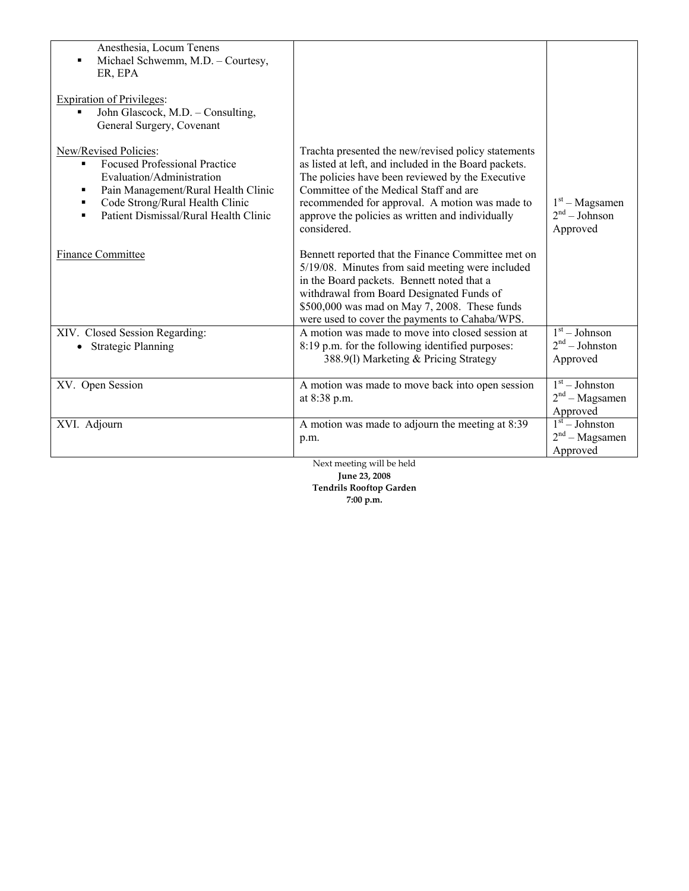| | | |
|---|---|---|
| Anesthesia, Locum Tenens<br>▪ Michael Schwemm, M.D. – Courtesy, ER, EPA<br><br><u>Expiration of Privileges</u>:<br>▪ John Glascock, M.D. – Consulting, General Surgery, Covenant | | |
| <u>New/Revised Policies</u>:<br>▪ Focused Professional Practice Evaluation/Administration<br>▪ Pain Management/Rural Health Clinic<br>▪ Code Strong/Rural Health Clinic<br>▪ Patient Dismissal/Rural Health Clinic | Trachta presented the new/revised policy statements as listed at left, and included in the Board packets. The policies have been reviewed by the Executive Committee of the Medical Staff and are recommended for approval. A motion was made to approve the policies as written and individually considered. | 1st – Magsamen<br>2nd – Johnson<br>Approved |
| <u>Finance Committee</u> | Bennett reported that the Finance Committee met on 5/19/08. Minutes from said meeting were included in the Board packets. Bennett noted that a withdrawal from Board Designated Funds of $500,000 was mad on May 7, 2008. These funds were used to cover the payments to Cahaba/WPS. | |
| XIV. Closed Session Regarding:<br>• Strategic Planning | A motion was made to move into closed session at 8:19 p.m. for the following identified purposes:<br>388.9(l) Marketing & Pricing Strategy | 1st – Johnson<br>2nd – Johnston<br>Approved |
| XV. Open Session | A motion was made to move back into open session at 8:38 p.m. | 1st – Johnston<br>2nd – Magsamen<br>Approved |
| XVI. Adjourn | A motion was made to adjourn the meeting at 8:39 p.m. | 1st – Johnston<br>2nd – Magsamen<br>Approved |

Next meeting will be held
**June 23, 2008**
**Tendrils Rooftop Garden**
**7:00 p.m.**